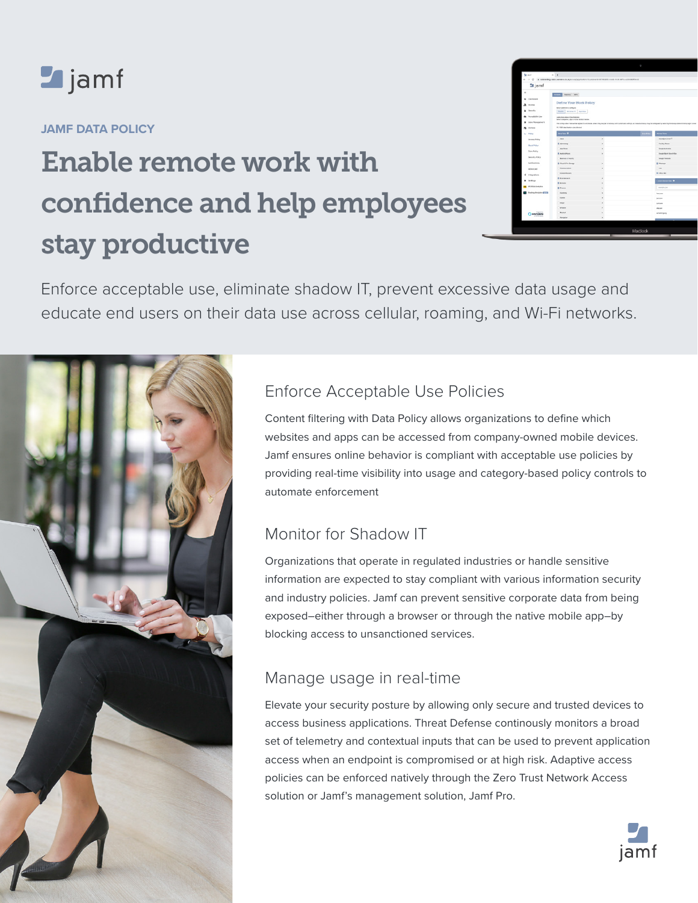JAMF DATA POLICY

# Enable remote work with confidence and help employees stay productive

Enforce acceptable use, eliminate shadow IT, prevent excessive data usage and educate end users on their data use across cellular, roaming, and Wi-Fi networks.

## Enforce Acceptable Use Policies

Content filtering with Data Policy allows organizations to define which websites and apps can be accessed from company-owned mobile devices. Jamf ensures online behavior is compliant with acceptable use policies by providing real-time visibility into usage and category-based policy controls to automate enforcement

## Monitor for Shadow IT

Organizations that operate in regulated industries or handle sensitive information are expected to stay compliant with various information security and industry policies. Jamf can prevent sensitive corporate data from being exposed–either through a browser or through the native mobile app–by blocking access to unsanctioned services.

## Manage usage in real-time

Elevate your security posture by allowing only secure and trusted devices to access business applications. Threat Defense continously monitors a broad set of telemetry and contextual inputs that can be used to prevent application access when an endpoint is compromised or at high risk. Adaptive access policies can be enforced natively through the Zero Trust Network Access solution or Jamf's management solution, Jamf Pro.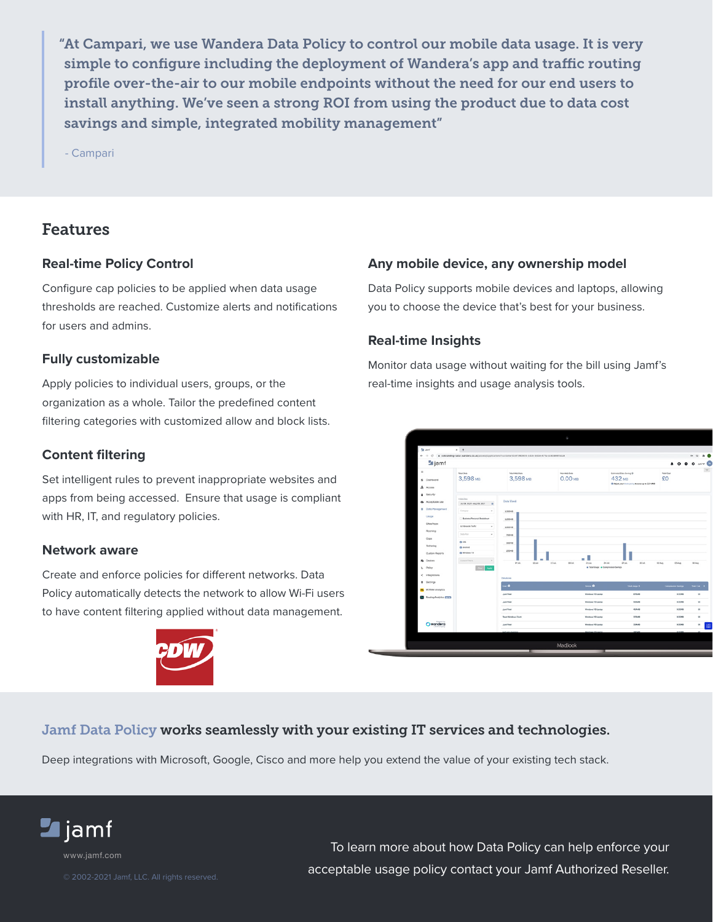> "At Campari, we use Wandera Data Policy to control our mobile data usage. It is very simple to configure including the deployment of Wandera's app and traffic routing profile over-the-air to our mobile endpoints without the need for our end users to install anything. We've seen a strong ROI from using the product due to data cost savings and simple, integrated mobility management"
>
> \- Campari

## Features

### Real-time Policy Control

Configure cap policies to be applied when data usage thresholds are reached. Customize alerts and notifications for users and admins.

### Fully customizable

Apply policies to individual users, groups, or the organization as a whole. Tailor the predefined content filtering categories with customized allow and block lists.

### Content filtering

Set intelligent rules to prevent inappropriate websites and apps from being accessed. Ensure that usage is compliant with HR, IT, and regulatory policies.

### Network aware

Create and enforce policies for different networks. Data Policy automatically detects the network to allow Wi-Fi users to have content filtering applied without data management.

### Any mobile device, any ownership model

Data Policy supports mobile devices and laptops, allowing you to choose the device that's best for your business.

### Real-time Insights

Monitor data usage without waiting for the bill using Jamf's real-time insights and usage analysis tools.

## Jamf Data Policy works seamlessly with your existing IT services and technologies.

Deep integrations with Microsoft, Google, Cisco and more help you extend the value of your existing tech stack.

jamf

www.jamf.com

© 2002-2021 Jamf, LLC. All rights reserved.

To learn more about how Data Policy can help enforce your acceptable usage policy contact your Jamf Authorized Reseller.